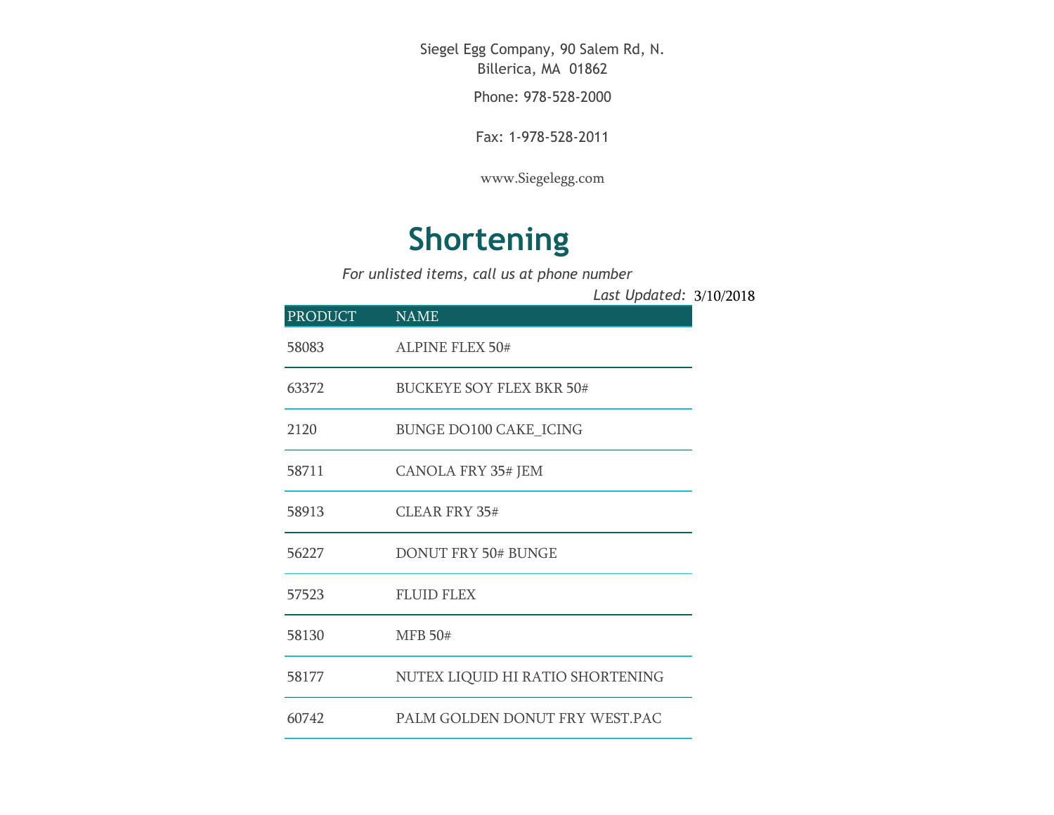Siegel Egg Company, 90 Salem Rd, N. Billerica, MA 01862

Phone: 978-528-2000

Fax: 1-978-528-2011

www.Siegelegg.com

# Shortening

*For unlisted items, call us at phone number*

*Last Updated:* 3/10/2018

| PRODUCT | NAME |
|---|---|
| 58083 | ALPINE FLEX 50# |
| 63372 | BUCKEYE SOY FLEX BKR 50# |
| 2120 | BUNGE DO100 CAKE_ICING |
| 58711 | CANOLA FRY 35# JEM |
| 58913 | CLEAR FRY 35# |
| 56227 | DONUT FRY 50# BUNGE |
| 57523 | FLUID FLEX |
| 58130 | MFB 50# |
| 58177 | NUTEX LIQUID HI RATIO SHORTENING |
| 60742 | PALM GOLDEN DONUT FRY WEST.PAC |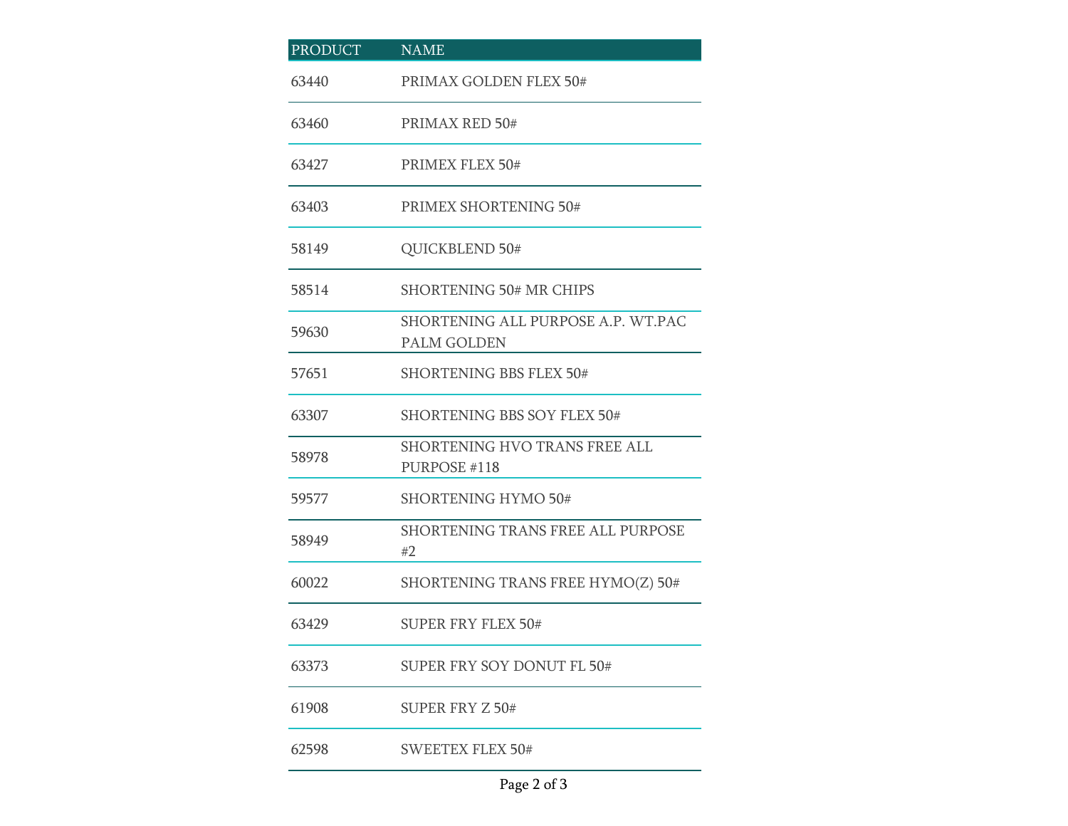| PRODUCT | NAME |
| --- | --- |
| 63440 | PRIMAX GOLDEN FLEX 50# |
| 63460 | PRIMAX RED 50# |
| 63427 | PRIMEX FLEX 50# |
| 63403 | PRIMEX SHORTENING 50# |
| 58149 | QUICKBLEND 50# |
| 58514 | SHORTENING 50# MR CHIPS |
| 59630 | SHORTENING ALL PURPOSE A.P. WT.PAC PALM GOLDEN |
| 57651 | SHORTENING BBS FLEX 50# |
| 63307 | SHORTENING BBS SOY FLEX 50# |
| 58978 | SHORTENING HVO TRANS FREE ALL PURPOSE #118 |
| 59577 | SHORTENING HYMO 50# |
| 58949 | SHORTENING TRANS FREE ALL PURPOSE #2 |
| 60022 | SHORTENING TRANS FREE HYMO(Z) 50# |
| 63429 | SUPER FRY FLEX 50# |
| 63373 | SUPER FRY SOY DONUT FL 50# |
| 61908 | SUPER FRY Z 50# |
| 62598 | SWEETEX FLEX 50# |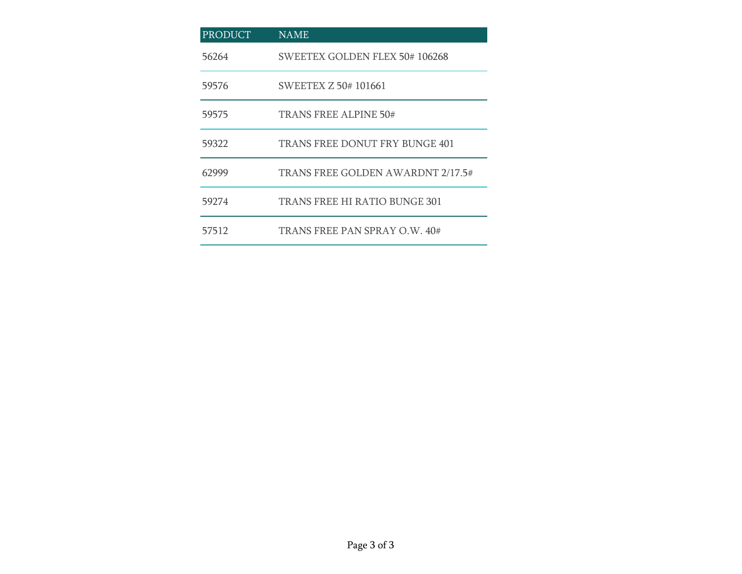| PRODUCT | NAME |
|---|---|
| 56264 | SWEETEX GOLDEN FLEX 50# 106268 |
| 59576 | SWEETEX Z 50# 101661 |
| 59575 | TRANS FREE ALPINE 50# |
| 59322 | TRANS FREE DONUT FRY BUNGE 401 |
| 62999 | TRANS FREE GOLDEN AWARDNT 2/17.5# |
| 59274 | TRANS FREE HI RATIO BUNGE 301 |
| 57512 | TRANS FREE PAN SPRAY O.W. 40# |